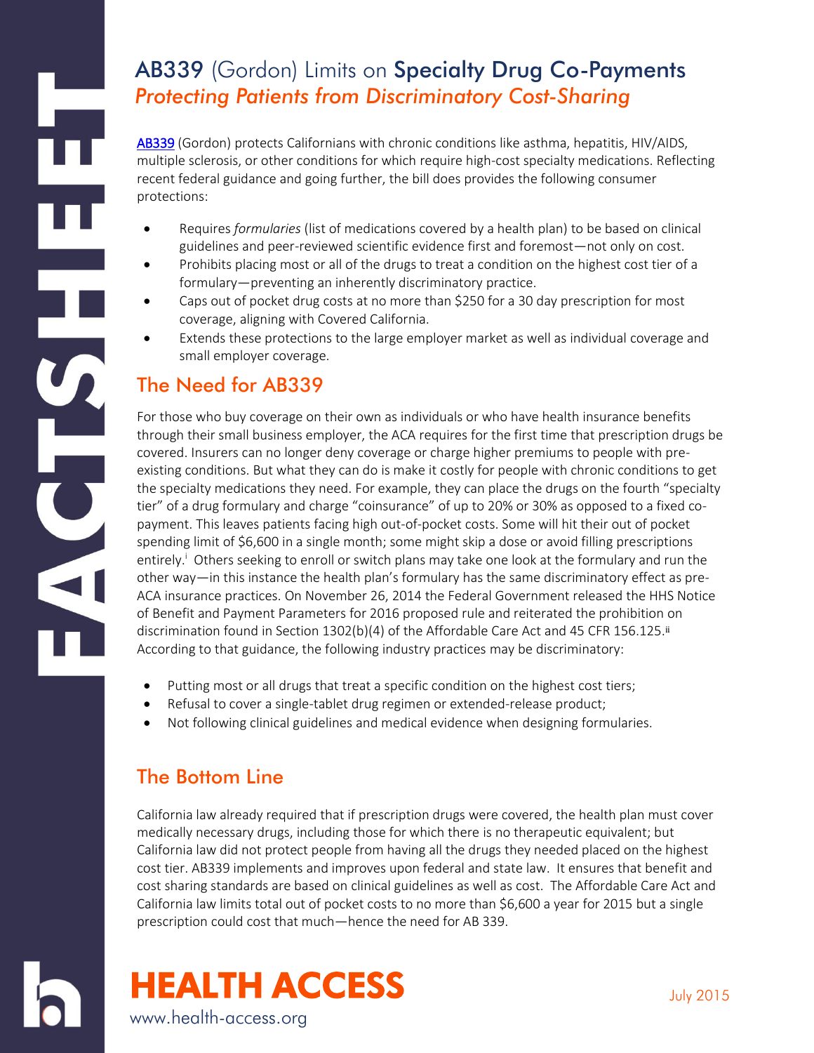# AB339 (Gordon) Limits on Specialty Drug Co-Payments

## *Protecting Patients from Discriminatory Cost-Sharing*

AB339 (Gordon) protects Californians with chronic conditions like asthma, hepatitis, HIV/AIDS, multiple sclerosis, or other conditions for which require high-cost specialty medications. Reflecting recent federal guidance and going further, the bill does provides the following consumer protections:

- Requires *formularies* (list of medications covered by a health plan) to be based on clinical guidelines and peer-reviewed scientific evidence first and foremost—not only on cost.
- Prohibits placing most or all of the drugs to treat a condition on the highest cost tier of a formulary—preventing an inherently discriminatory practice.
- Caps out of pocket drug costs at no more than $250 for a 30 day prescription for most coverage, aligning with Covered California.
- Extends these protections to the large employer market as well as individual coverage and small employer coverage.

## The Need for AB339

For those who buy coverage on their own as individuals or who have health insurance benefits through their small business employer, the ACA requires for the first time that prescription drugs be covered. Insurers can no longer deny coverage or charge higher premiums to people with pre-existing conditions. But what they can do is make it costly for people with chronic conditions to get the specialty medications they need. For example, they can place the drugs on the fourth "specialty tier" of a drug formulary and charge "coinsurance" of up to 20% or 30% as opposed to a fixed co-payment. This leaves patients facing high out-of-pocket costs. Some will hit their out of pocket spending limit of $6,600 in a single month; some might skip a dose or avoid filling prescriptions entirely.[i] Others seeking to enroll or switch plans may take one look at the formulary and run the other way—in this instance the health plan's formulary has the same discriminatory effect as pre-ACA insurance practices. On November 26, 2014 the Federal Government released the HHS Notice of Benefit and Payment Parameters for 2016 proposed rule and reiterated the prohibition on discrimination found in Section 1302(b)(4) of the Affordable Care Act and 45 CFR 156.125.[ii] According to that guidance, the following industry practices may be discriminatory:

- Putting most or all drugs that treat a specific condition on the highest cost tiers;
- Refusal to cover a single-tablet drug regimen or extended-release product;
- Not following clinical guidelines and medical evidence when designing formularies.

## The Bottom Line

California law already required that if prescription drugs were covered, the health plan must cover medically necessary drugs, including those for which there is no therapeutic equivalent; but California law did not protect people from having all the drugs they needed placed on the highest cost tier. AB339 implements and improves upon federal and state law. It ensures that benefit and cost sharing standards are based on clinical guidelines as well as cost. The Affordable Care Act and California law limits total out of pocket costs to no more than $6,600 a year for 2015 but a single prescription could cost that much—hence the need for AB 339.

**HEALTH ACCESS**

www.health-access.org

July 2015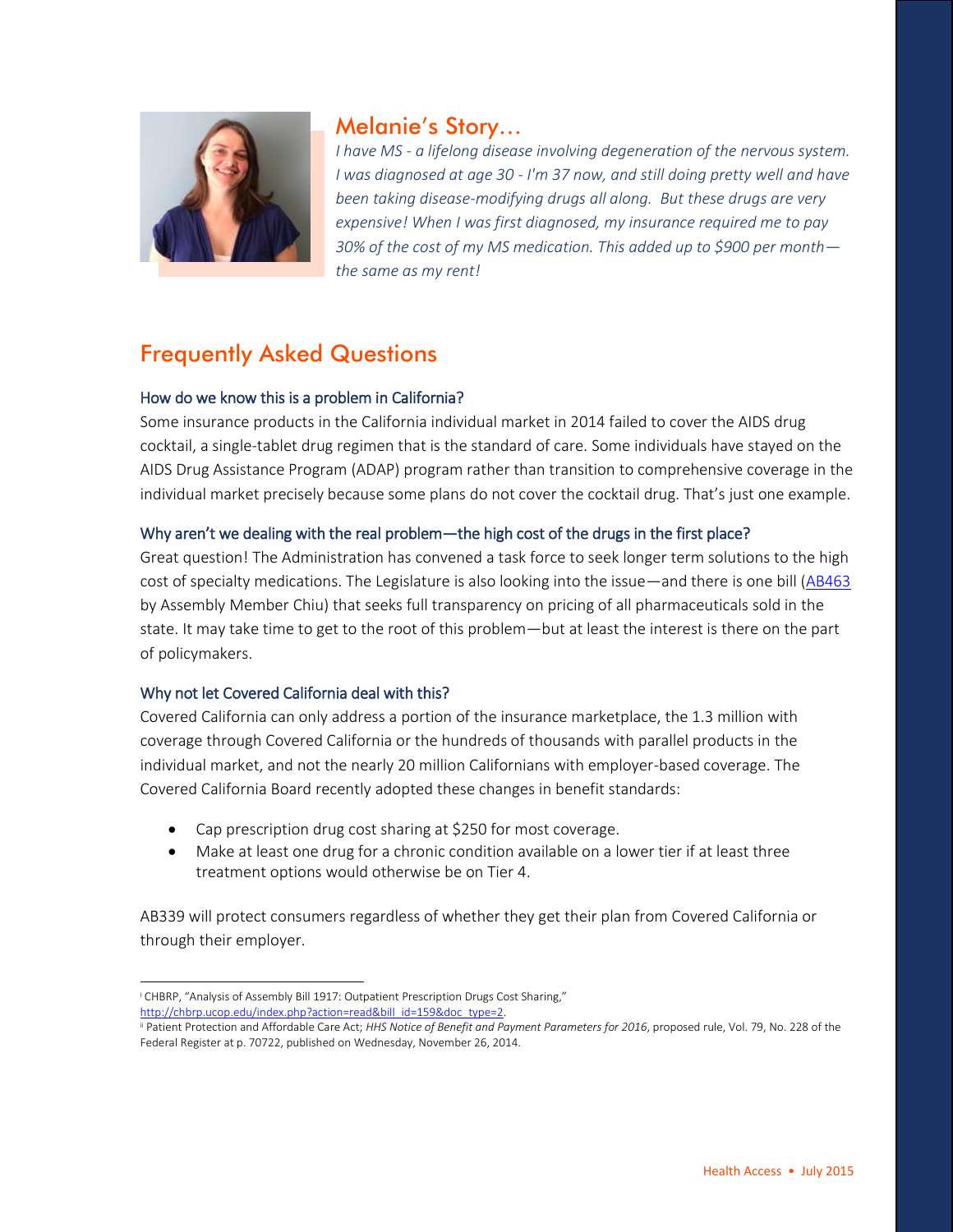## Melanie's Story…

*I have MS - a lifelong disease involving degeneration of the nervous system. I was diagnosed at age 30 - I'm 37 now, and still doing pretty well and have been taking disease-modifying drugs all along. But these drugs are very expensive! When I was first diagnosed, my insurance required me to pay 30% of the cost of my MS medication. This added up to $900 per month—the same as my rent!*

## Frequently Asked Questions

### How do we know this is a problem in California?

Some insurance products in the California individual market in 2014 failed to cover the AIDS drug cocktail, a single-tablet drug regimen that is the standard of care. Some individuals have stayed on the AIDS Drug Assistance Program (ADAP) program rather than transition to comprehensive coverage in the individual market precisely because some plans do not cover the cocktail drug. That's just one example.

### Why aren't we dealing with the real problem—the high cost of the drugs in the first place?

Great question! The Administration has convened a task force to seek longer term solutions to the high cost of specialty medications. The Legislature is also looking into the issue—and there is one bill (AB463 by Assembly Member Chiu) that seeks full transparency on pricing of all pharmaceuticals sold in the state. It may take time to get to the root of this problem—but at least the interest is there on the part of policymakers.

### Why not let Covered California deal with this?

Covered California can only address a portion of the insurance marketplace, the 1.3 million with coverage through Covered California or the hundreds of thousands with parallel products in the individual market, and not the nearly 20 million Californians with employer-based coverage. The Covered California Board recently adopted these changes in benefit standards:

- Cap prescription drug cost sharing at $250 for most coverage.
- Make at least one drug for a chronic condition available on a lower tier if at least three treatment options would otherwise be on Tier 4.

AB339 will protect consumers regardless of whether they get their plan from Covered California or through their employer.

---

[i] CHBRP, "Analysis of Assembly Bill 1917: Outpatient Prescription Drugs Cost Sharing," http://chbrp.ucop.edu/index.php?action=read&bill_id=159&doc_type=2.

[ii] Patient Protection and Affordable Care Act; *HHS Notice of Benefit and Payment Parameters for 2016*, proposed rule, Vol. 79, No. 228 of the Federal Register at p. 70722, published on Wednesday, November 26, 2014.